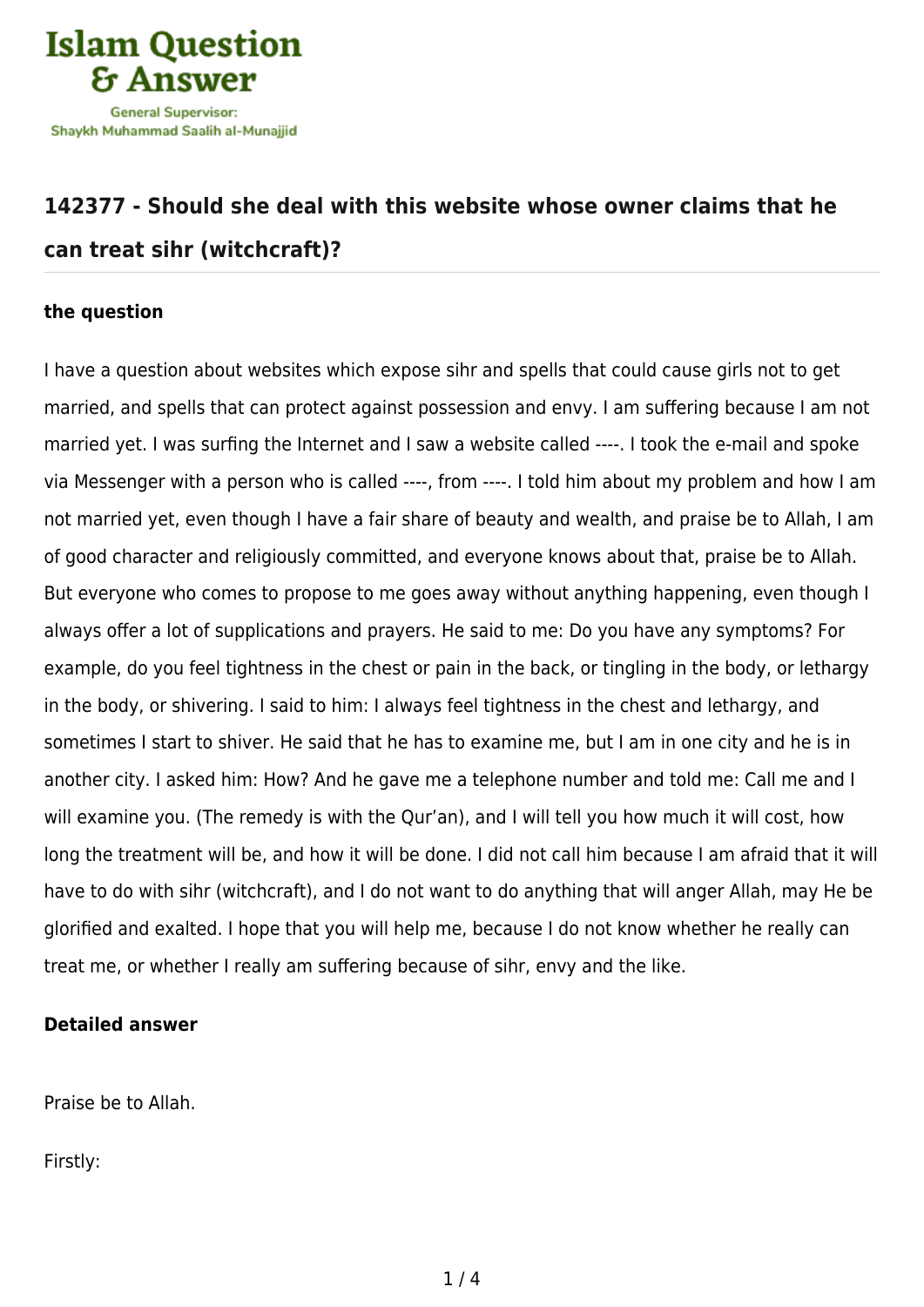# 142377 - Should she deal with this website whose owner claims that he can treat sihr (witchcraft)?

### the question

I have a question about websites which expose sihr and spells that could cause girls not to get married, and spells that can protect against possession and envy. I am suffering because I am not married yet. I was surfing the Internet and I saw a website called ----. I took the e-mail and spoke via Messenger with a person who is called ----, from ----. I told him about my problem and how I am not married yet, even though I have a fair share of beauty and wealth, and praise be to Allah, I am of good character and religiously committed, and everyone knows about that, praise be to Allah. But everyone who comes to propose to me goes away without anything happening, even though I always offer a lot of supplications and prayers. He said to me: Do you have any symptoms? For example, do you feel tightness in the chest or pain in the back, or tingling in the body, or lethargy in the body, or shivering. I said to him: I always feel tightness in the chest and lethargy, and sometimes I start to shiver. He said that he has to examine me, but I am in one city and he is in another city. I asked him: How? And he gave me a telephone number and told me: Call me and I will examine you. (The remedy is with the Qur'an), and I will tell you how much it will cost, how long the treatment will be, and how it will be done. I did not call him because I am afraid that it will have to do with sihr (witchcraft), and I do not want to do anything that will anger Allah, may He be glorified and exalted. I hope that you will help me, because I do not know whether he really can treat me, or whether I really am suffering because of sihr, envy and the like.

### Detailed answer

Praise be to Allah.

Firstly: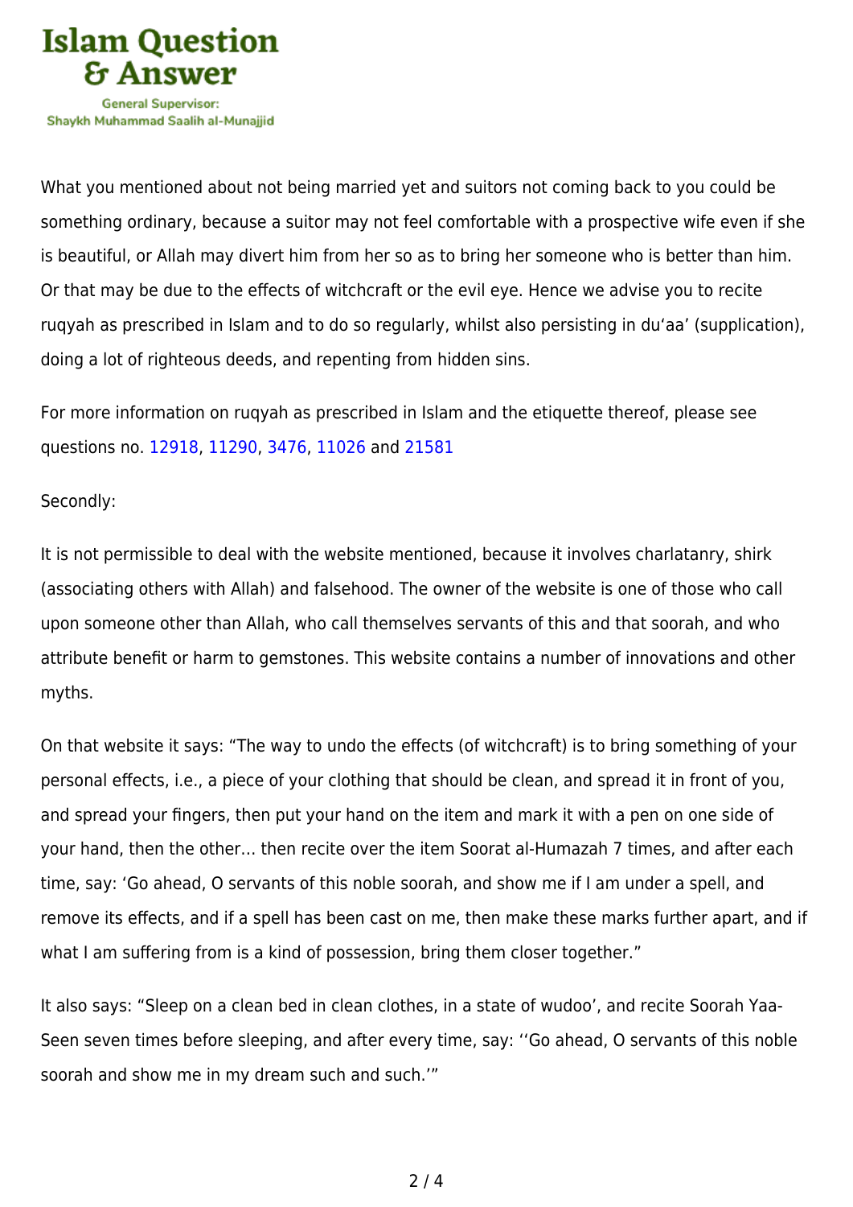What you mentioned about not being married yet and suitors not coming back to you could be something ordinary, because a suitor may not feel comfortable with a prospective wife even if she is beautiful, or Allah may divert him from her so as to bring her someone who is better than him. Or that may be due to the effects of witchcraft or the evil eye. Hence we advise you to recite ruqyah as prescribed in Islam and to do so regularly, whilst also persisting in du'aa' (supplication), doing a lot of righteous deeds, and repenting from hidden sins.

For more information on ruqyah as prescribed in Islam and the etiquette thereof, please see questions no. 12918, 11290, 3476, 11026 and 21581

Secondly:

It is not permissible to deal with the website mentioned, because it involves charlatanry, shirk (associating others with Allah) and falsehood. The owner of the website is one of those who call upon someone other than Allah, who call themselves servants of this and that soorah, and who attribute benefit or harm to gemstones. This website contains a number of innovations and other myths.

On that website it says: "The way to undo the effects (of witchcraft) is to bring something of your personal effects, i.e., a piece of your clothing that should be clean, and spread it in front of you, and spread your fingers, then put your hand on the item and mark it with a pen on one side of your hand, then the other… then recite over the item Soorat al-Humazah 7 times, and after each time, say: 'Go ahead, O servants of this noble soorah, and show me if I am under a spell, and remove its effects, and if a spell has been cast on me, then make these marks further apart, and if what I am suffering from is a kind of possession, bring them closer together."

It also says: "Sleep on a clean bed in clean clothes, in a state of wudoo', and recite Soorah Yaa-Seen seven times before sleeping, and after every time, say: ''Go ahead, O servants of this noble soorah and show me in my dream such and such.'"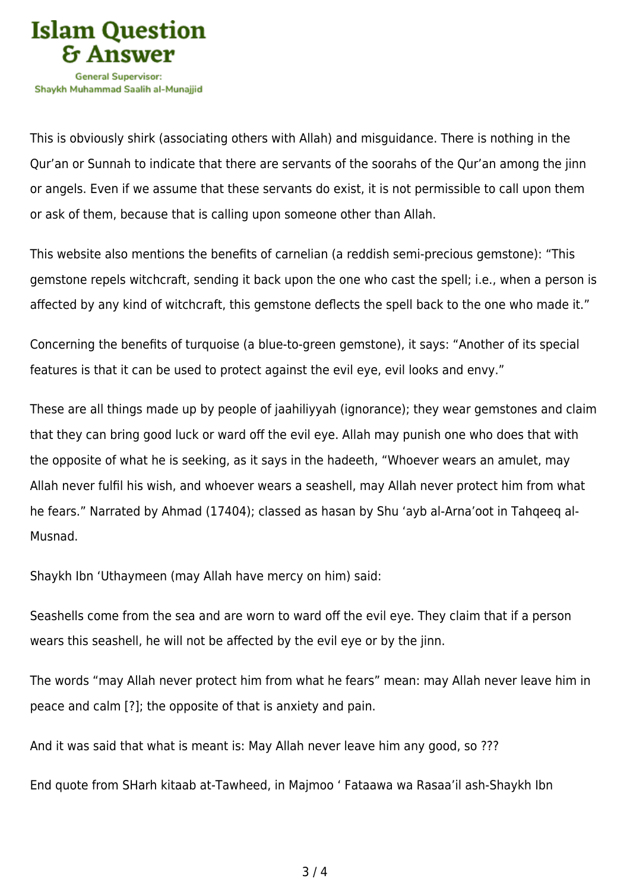This is obviously shirk (associating others with Allah) and misguidance. There is nothing in the Qur'an or Sunnah to indicate that there are servants of the soorahs of the Qur'an among the jinn or angels. Even if we assume that these servants do exist, it is not permissible to call upon them or ask of them, because that is calling upon someone other than Allah.

This website also mentions the benefits of carnelian (a reddish semi-precious gemstone): "This gemstone repels witchcraft, sending it back upon the one who cast the spell; i.e., when a person is affected by any kind of witchcraft, this gemstone deflects the spell back to the one who made it."

Concerning the benefits of turquoise (a blue-to-green gemstone), it says: "Another of its special features is that it can be used to protect against the evil eye, evil looks and envy."

These are all things made up by people of jaahiliyyah (ignorance); they wear gemstones and claim that they can bring good luck or ward off the evil eye. Allah may punish one who does that with the opposite of what he is seeking, as it says in the hadeeth, "Whoever wears an amulet, may Allah never fulfil his wish, and whoever wears a seashell, may Allah never protect him from what he fears." Narrated by Ahmad (17404); classed as hasan by Shu 'ayb al-Arna'oot in Tahqeeq al-Musnad.

Shaykh Ibn 'Uthaymeen (may Allah have mercy on him) said:

Seashells come from the sea and are worn to ward off the evil eye. They claim that if a person wears this seashell, he will not be affected by the evil eye or by the jinn.

The words "may Allah never protect him from what he fears" mean: may Allah never leave him in peace and calm [?]; the opposite of that is anxiety and pain.

And it was said that what is meant is: May Allah never leave him any good, so ???

End quote from SHarh kitaab at-Tawheed, in Majmoo ' Fataawa wa Rasaa'il ash-Shaykh Ibn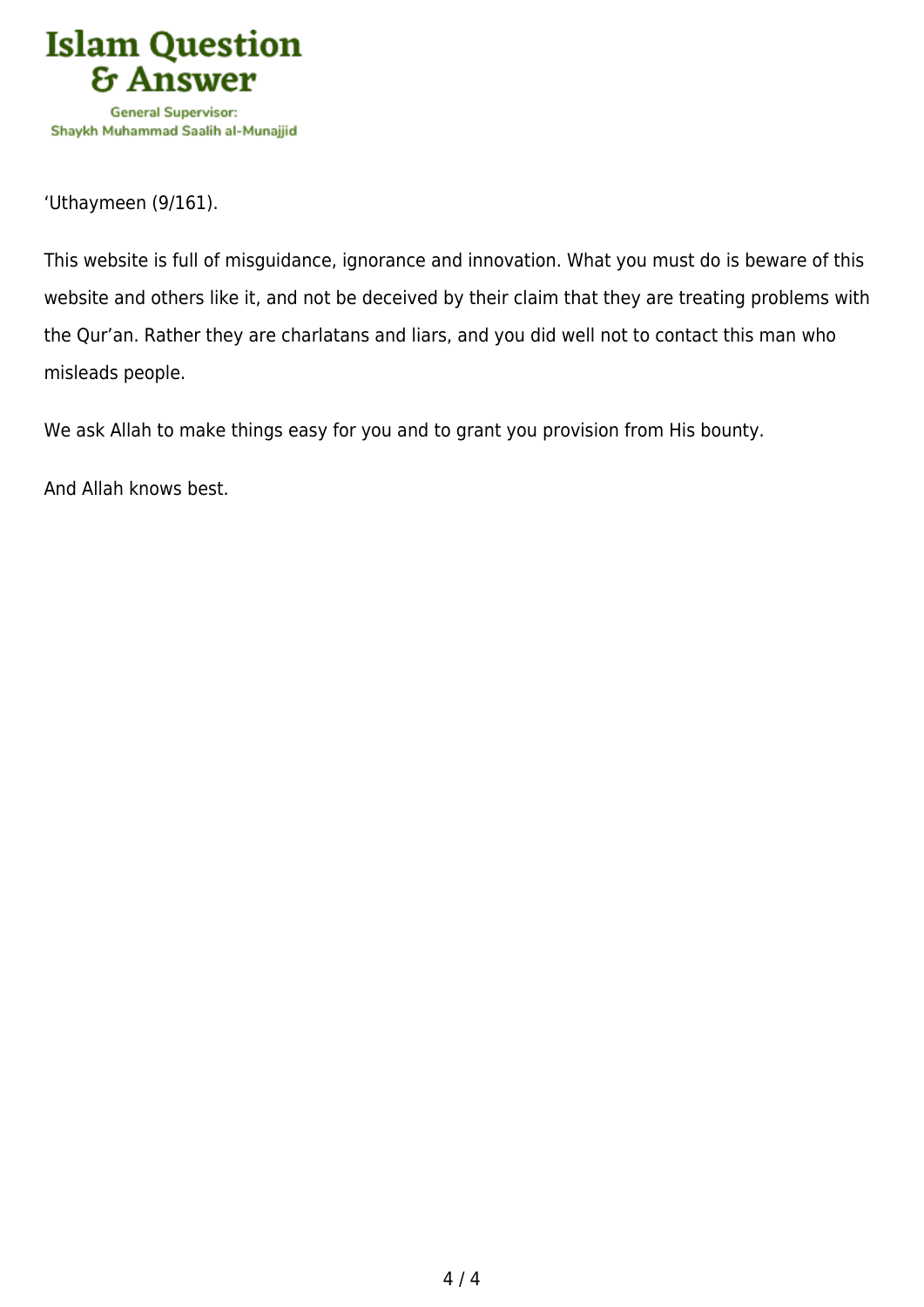‘Uthaymeen (9/161).

This website is full of misguidance, ignorance and innovation. What you must do is beware of this website and others like it, and not be deceived by their claim that they are treating problems with the Qur’an. Rather they are charlatans and liars, and you did well not to contact this man who misleads people.

We ask Allah to make things easy for you and to grant you provision from His bounty.

And Allah knows best.